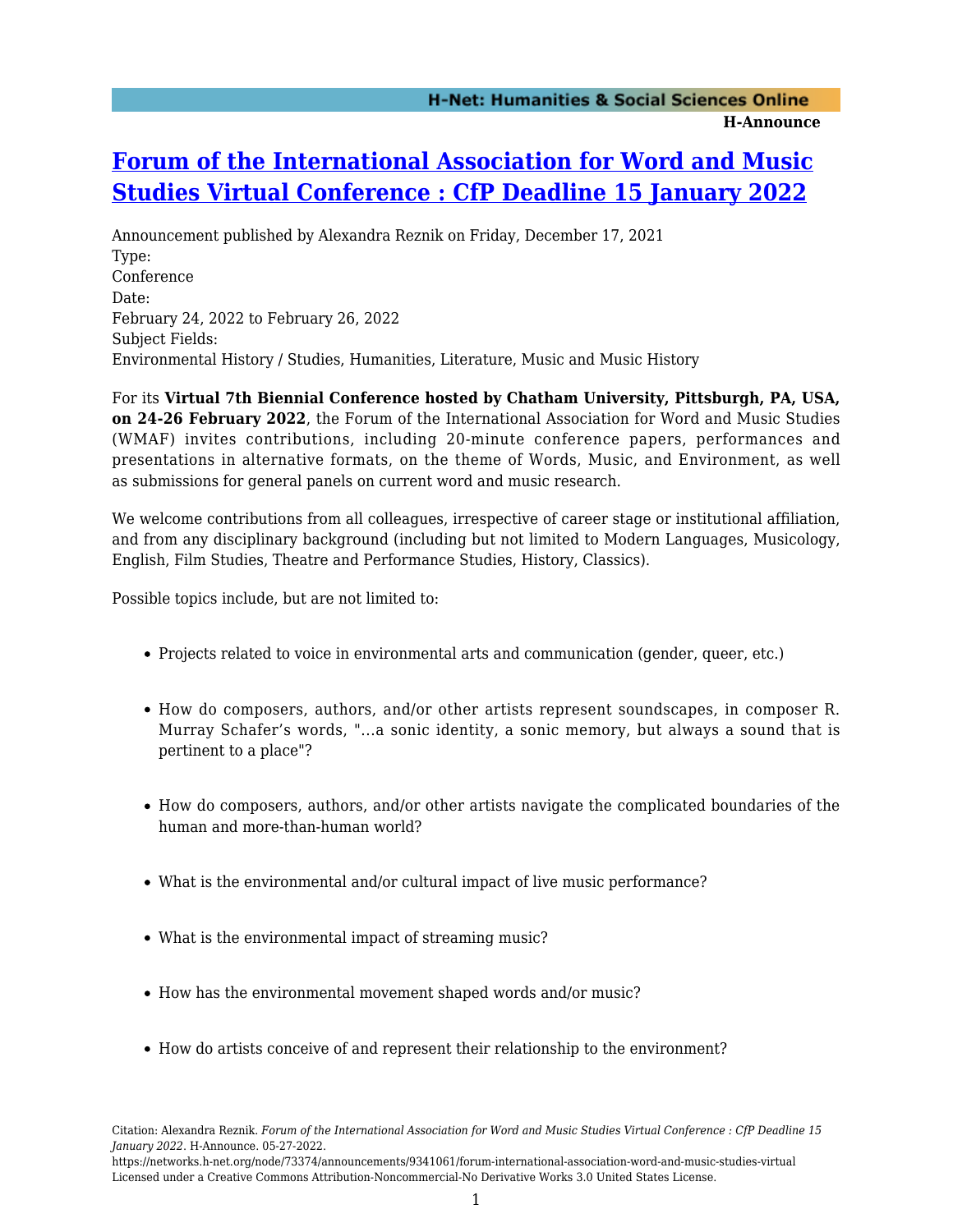# Forum of the International Association for Word and Music Studies Virtual Conference : CfP Deadline 15 January 2022

Announcement published by Alexandra Reznik on Friday, December 17, 2021
Type:
Conference
Date:
February 24, 2022 to February 26, 2022
Subject Fields:
Environmental History / Studies, Humanities, Literature, Music and Music History

For its **Virtual 7th Biennial Conference hosted by Chatham University, Pittsburgh, PA, USA, on 24-26 February 2022**, the Forum of the International Association for Word and Music Studies (WMAF) invites contributions, including 20-minute conference papers, performances and presentations in alternative formats, on the theme of Words, Music, and Environment, as well as submissions for general panels on current word and music research.

We welcome contributions from all colleagues, irrespective of career stage or institutional affiliation, and from any disciplinary background (including but not limited to Modern Languages, Musicology, English, Film Studies, Theatre and Performance Studies, History, Classics).

Possible topics include, but are not limited to:

- Projects related to voice in environmental arts and communication (gender, queer, etc.)
- How do composers, authors, and/or other artists represent soundscapes, in composer R. Murray Schafer's words, "...a sonic identity, a sonic memory, but always a sound that is pertinent to a place"?
- How do composers, authors, and/or other artists navigate the complicated boundaries of the human and more-than-human world?
- What is the environmental and/or cultural impact of live music performance?
- What is the environmental impact of streaming music?
- How has the environmental movement shaped words and/or music?
- How do artists conceive of and represent their relationship to the environment?

Citation: Alexandra Reznik. *Forum of the International Association for Word and Music Studies Virtual Conference : CfP Deadline 15 January 2022*. H-Announce. 05-27-2022.
https://networks.h-net.org/node/73374/announcements/9341061/forum-international-association-word-and-music-studies-virtual
Licensed under a Creative Commons Attribution-Noncommercial-No Derivative Works 3.0 United States License.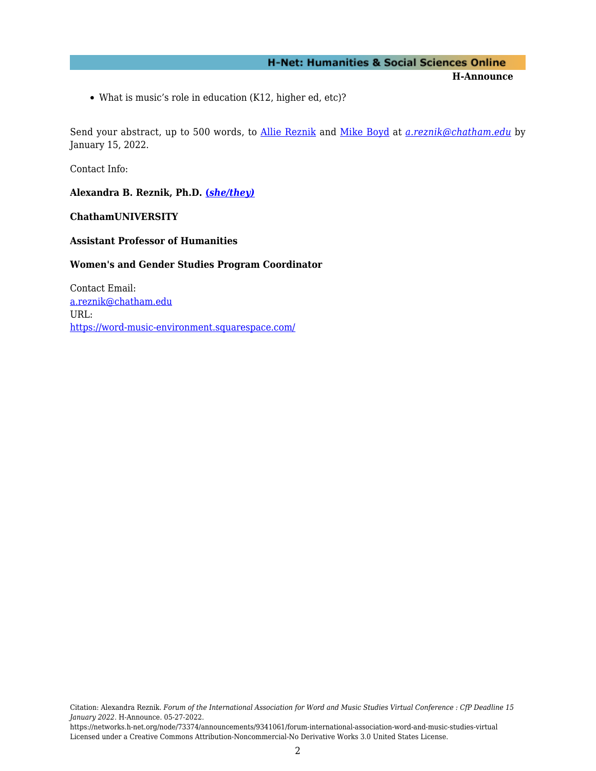- What is music’s role in education (K12, higher ed, etc)?

Send your abstract, up to 500 words, to Allie Reznik and Mike Boyd at *a.reznik@chatham.edu* by January 15, 2022.

Contact Info:

**Alexandra B. Reznik, Ph.D. *(she/they)***

**ChathamUNIVERSITY**

**Assistant Professor of Humanities**

**Women's and Gender Studies Program Coordinator**

Contact Email:
a.reznik@chatham.edu
URL:
https://word-music-environment.squarespace.com/

Citation: Alexandra Reznik. *Forum of the International Association for Word and Music Studies Virtual Conference : CfP Deadline 15 January 2022*. H-Announce. 05-27-2022.
https://networks.h-net.org/node/73374/announcements/9341061/forum-international-association-word-and-music-studies-virtual
Licensed under a Creative Commons Attribution-Noncommercial-No Derivative Works 3.0 United States License.